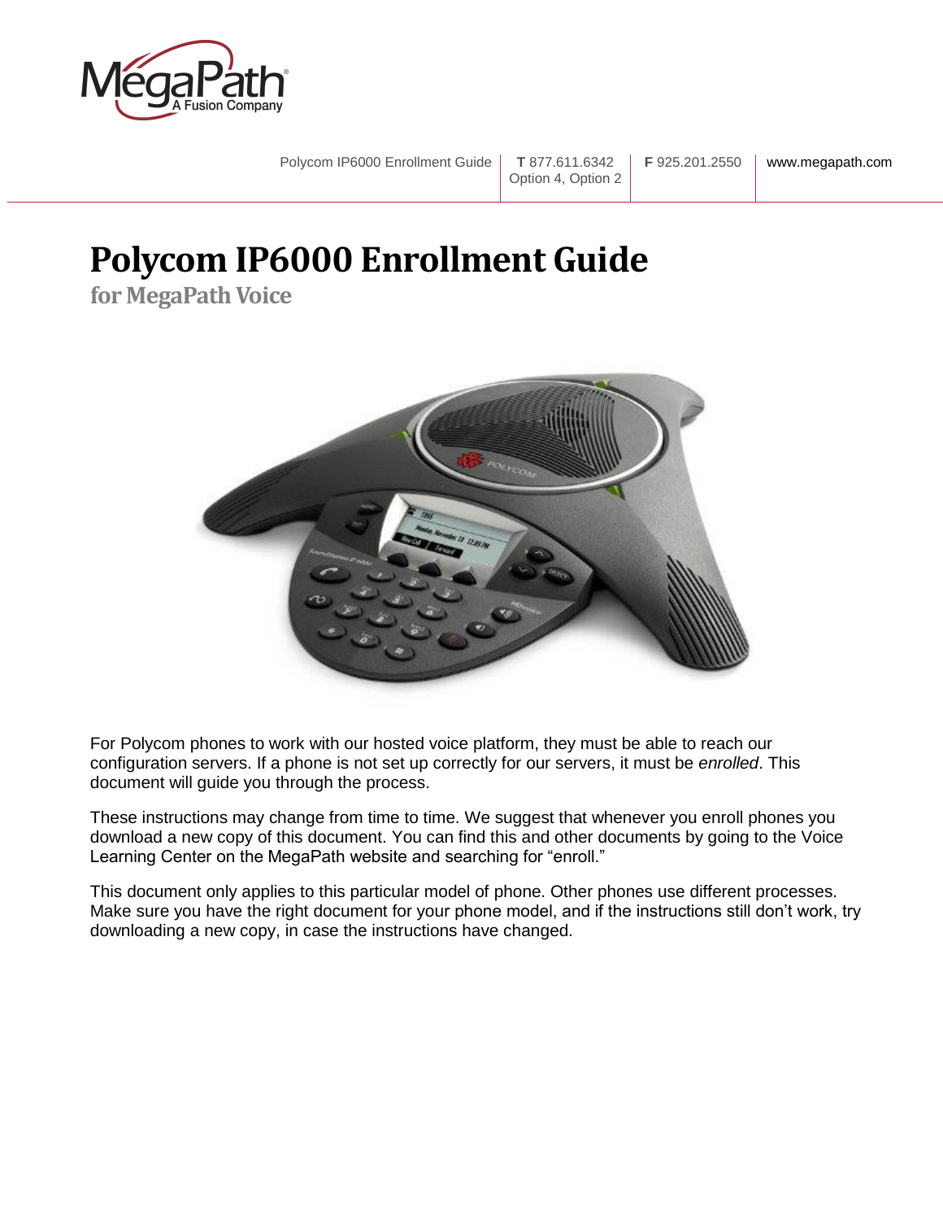# Polycom IP6000 Enrollment Guide

## for MegaPath Voice

For Polycom phones to work with our hosted voice platform, they must be able to reach our configuration servers. If a phone is not set up correctly for our servers, it must be *enrolled*. This document will guide you through the process.

These instructions may change from time to time. We suggest that whenever you enroll phones you download a new copy of this document. You can find this and other documents by going to the Voice Learning Center on the MegaPath website and searching for "enroll."

This document only applies to this particular model of phone. Other phones use different processes. Make sure you have the right document for your phone model, and if the instructions still don't work, try downloading a new copy, in case the instructions have changed.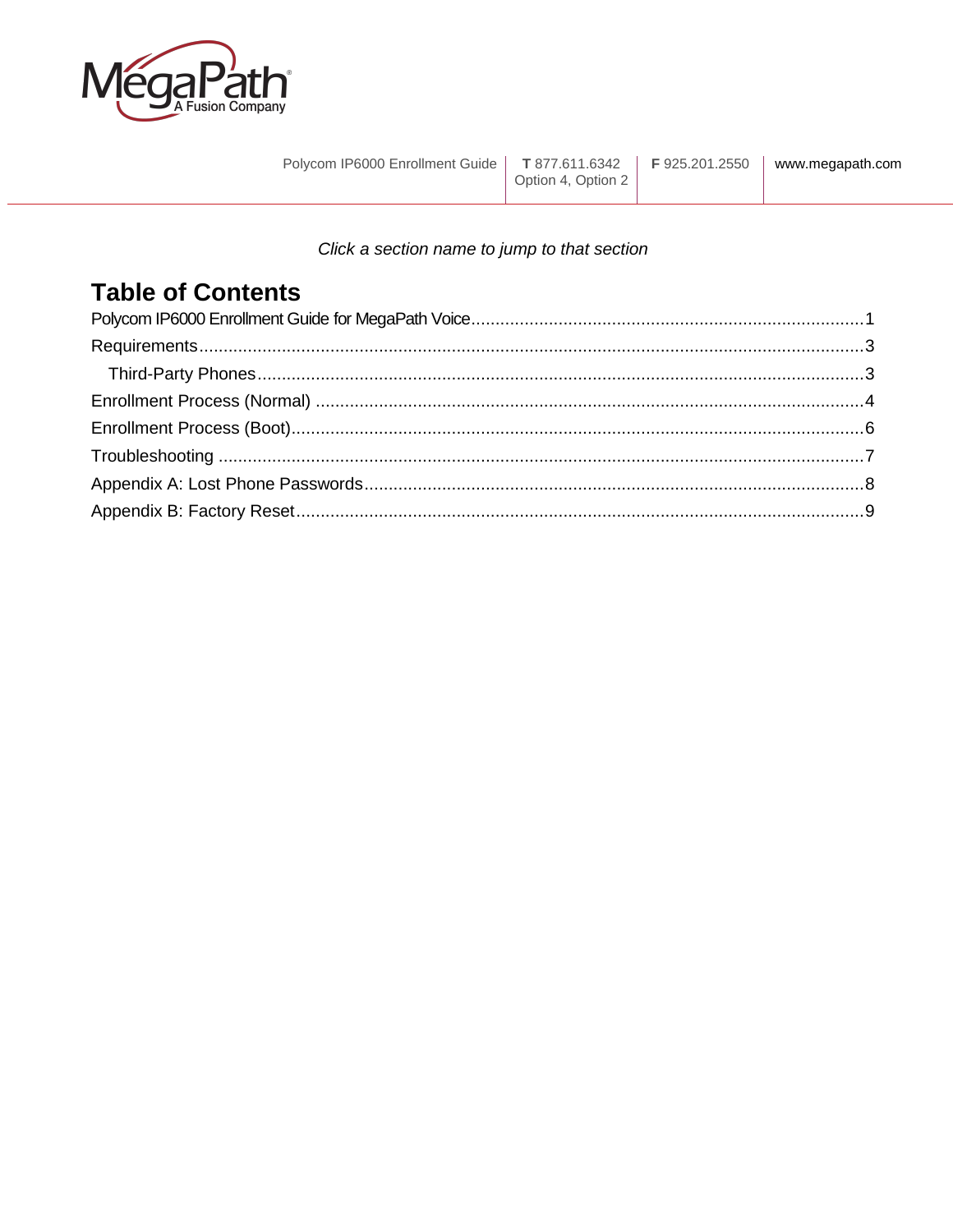*Click a section name to jump to that section*

# Table of Contents

Polycom IP6000 Enrollment Guide for MegaPath Voice ........................................ 1
Requirements ........................................ 3
  Third-Party Phones ........................................ 3
Enrollment Process (Normal) ........................................ 4
Enrollment Process (Boot) ........................................ 6
Troubleshooting ........................................ 7
Appendix A: Lost Phone Passwords ........................................ 8
Appendix B: Factory Reset ........................................ 9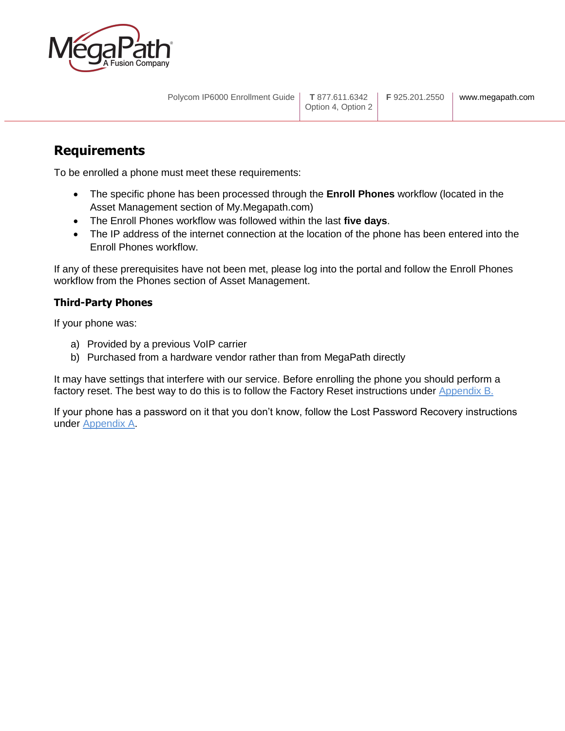## Requirements

To be enrolled a phone must meet these requirements:

- The specific phone has been processed through the **Enroll Phones** workflow (located in the Asset Management section of My.Megapath.com)
- The Enroll Phones workflow was followed within the last **five days**.
- The IP address of the internet connection at the location of the phone has been entered into the Enroll Phones workflow.

If any of these prerequisites have not been met, please log into the portal and follow the Enroll Phones workflow from the Phones section of Asset Management.

### Third-Party Phones

If your phone was:

a) Provided by a previous VoIP carrier
b) Purchased from a hardware vendor rather than from MegaPath directly

It may have settings that interfere with our service. Before enrolling the phone you should perform a factory reset. The best way to do this is to follow the Factory Reset instructions under Appendix B.

If your phone has a password on it that you don't know, follow the Lost Password Recovery instructions under Appendix A.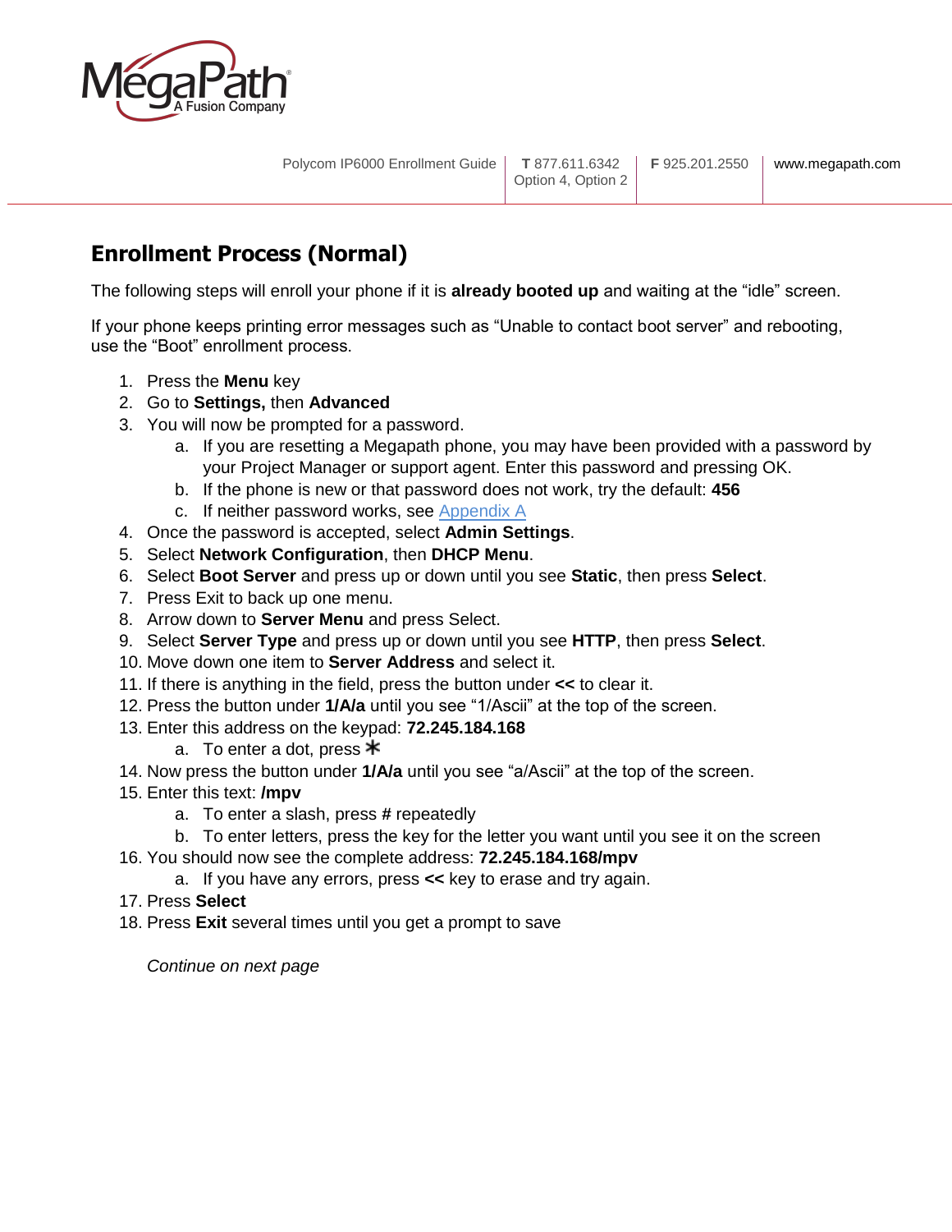## Enrollment Process (Normal)

The following steps will enroll your phone if it is **already booted up** and waiting at the "idle" screen.

If your phone keeps printing error messages such as "Unable to contact boot server" and rebooting, use the "Boot" enrollment process.

1. Press the **Menu** key
2. Go to **Settings,** then **Advanced**
3. You will now be prompted for a password.
    a. If you are resetting a Megapath phone, you may have been provided with a password by your Project Manager or support agent. Enter this password and pressing OK.
    b. If the phone is new or that password does not work, try the default: **456**
    c. If neither password works, see Appendix A
4. Once the password is accepted, select **Admin Settings**.
5. Select **Network Configuration**, then **DHCP Menu**.
6. Select **Boot Server** and press up or down until you see **Static**, then press **Select**.
7. Press Exit to back up one menu.
8. Arrow down to **Server Menu** and press Select.
9. Select **Server Type** and press up or down until you see **HTTP**, then press **Select**.
10. Move down one item to **Server Address** and select it.
11. If there is anything in the field, press the button under **<<** to clear it.
12. Press the button under **1/A/a** until you see "1/Ascii" at the top of the screen.
13. Enter this address on the keypad: **72.245.184.168**
    a. To enter a dot, press ✱
14. Now press the button under **1/A/a** until you see "a/Ascii" at the top of the screen.
15. Enter this text: **/mpv**
    a. To enter a slash, press **#** repeatedly
    b. To enter letters, press the key for the letter you want until you see it on the screen
16. You should now see the complete address: **72.245.184.168/mpv**
    a. If you have any errors, press **<<** key to erase and try again.
17. Press **Select**
18. Press **Exit** several times until you get a prompt to save

*Continue on next page*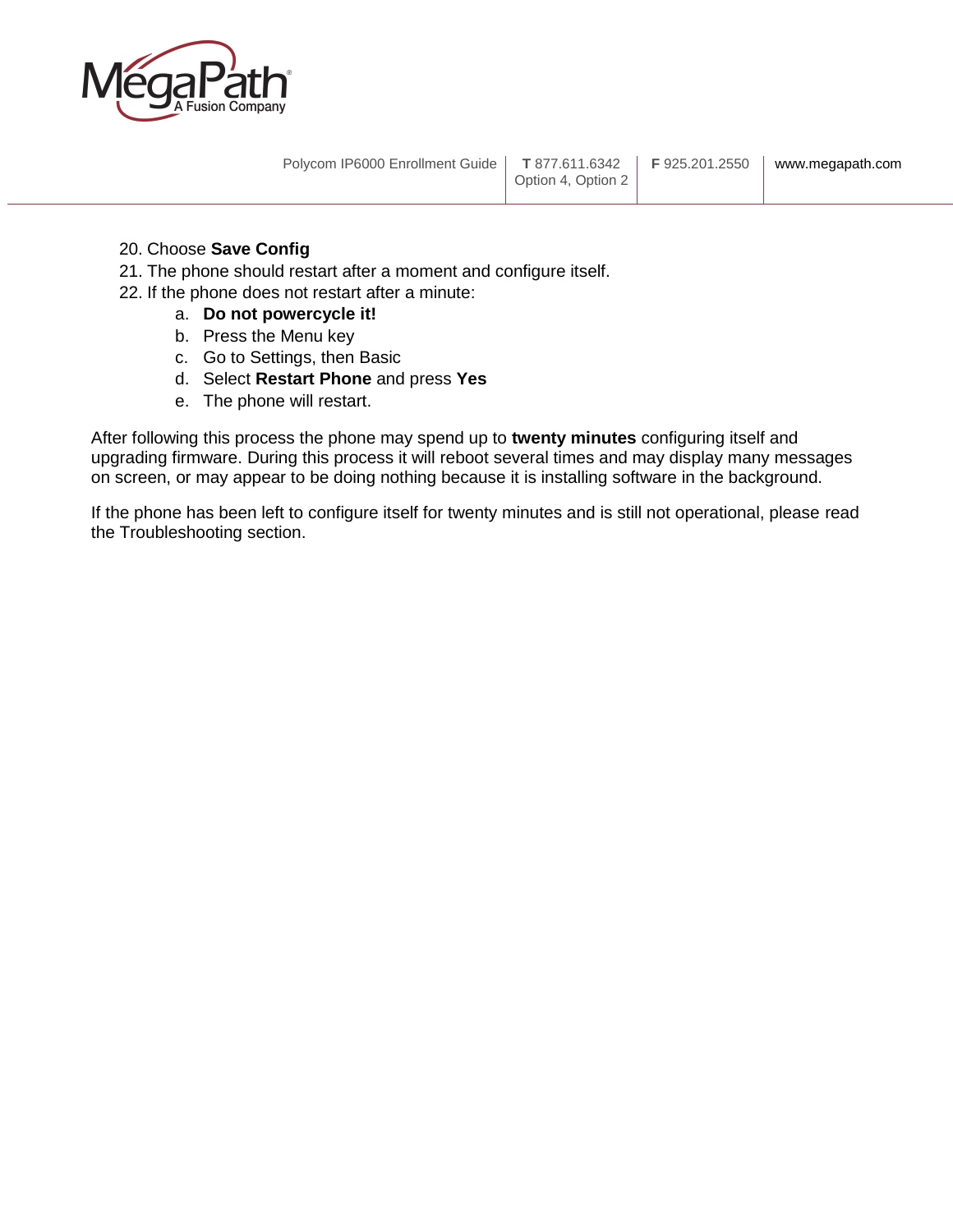20. Choose **Save Config**
21. The phone should restart after a moment and configure itself.
22. If the phone does not restart after a minute:
    a. **Do not powercycle it!**
    b. Press the Menu key
    c. Go to Settings, then Basic
    d. Select **Restart Phone** and press **Yes**
    e. The phone will restart.

After following this process the phone may spend up to **twenty minutes** configuring itself and upgrading firmware. During this process it will reboot several times and may display many messages on screen, or may appear to be doing nothing because it is installing software in the background.

If the phone has been left to configure itself for twenty minutes and is still not operational, please read the Troubleshooting section.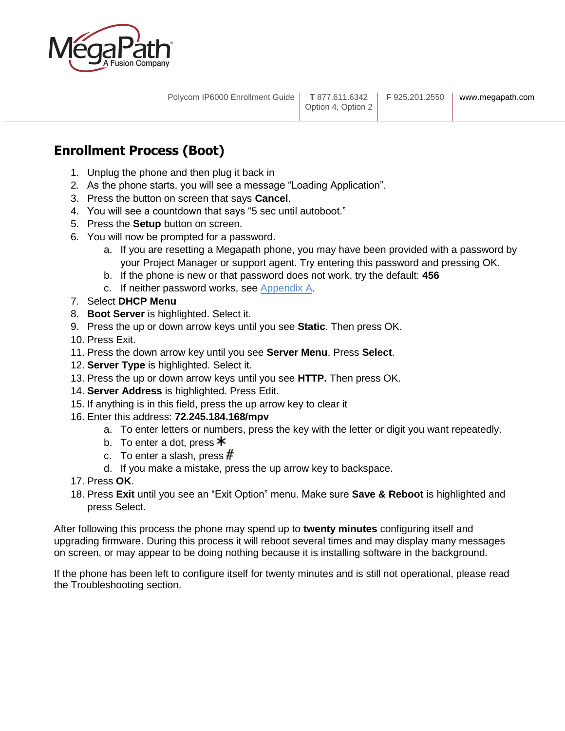## Enrollment Process (Boot)

1. Unplug the phone and then plug it back in
2. As the phone starts, you will see a message “Loading Application”.
3. Press the button on screen that says **Cancel**.
4. You will see a countdown that says “5 sec until autoboot.”
5. Press the **Setup** button on screen.
6. You will now be prompted for a password.
    a. If you are resetting a Megapath phone, you may have been provided with a password by your Project Manager or support agent. Try entering this password and pressing OK.
    b. If the phone is new or that password does not work, try the default: **456**
    c. If neither password works, see Appendix A.
7. Select **DHCP Menu**
8. **Boot Server** is highlighted. Select it.
9. Press the up or down arrow keys until you see **Static**. Then press OK.
10. Press Exit.
11. Press the down arrow key until you see **Server Menu**. Press **Select**.
12. **Server Type** is highlighted. Select it.
13. Press the up or down arrow keys until you see **HTTP.** Then press OK.
14. **Server Address** is highlighted. Press Edit.
15. If anything is in this field, press the up arrow key to clear it
16. Enter this address: **72.245.184.168/mpv**
    a. To enter letters or numbers, press the key with the letter or digit you want repeatedly.
    b. To enter a dot, press *
    c. To enter a slash, press #
    d. If you make a mistake, press the up arrow key to backspace.
17. Press **OK**.
18. Press **Exit** until you see an “Exit Option” menu. Make sure **Save & Reboot** is highlighted and press Select.

After following this process the phone may spend up to **twenty minutes** configuring itself and upgrading firmware. During this process it will reboot several times and may display many messages on screen, or may appear to be doing nothing because it is installing software in the background.

If the phone has been left to configure itself for twenty minutes and is still not operational, please read the Troubleshooting section.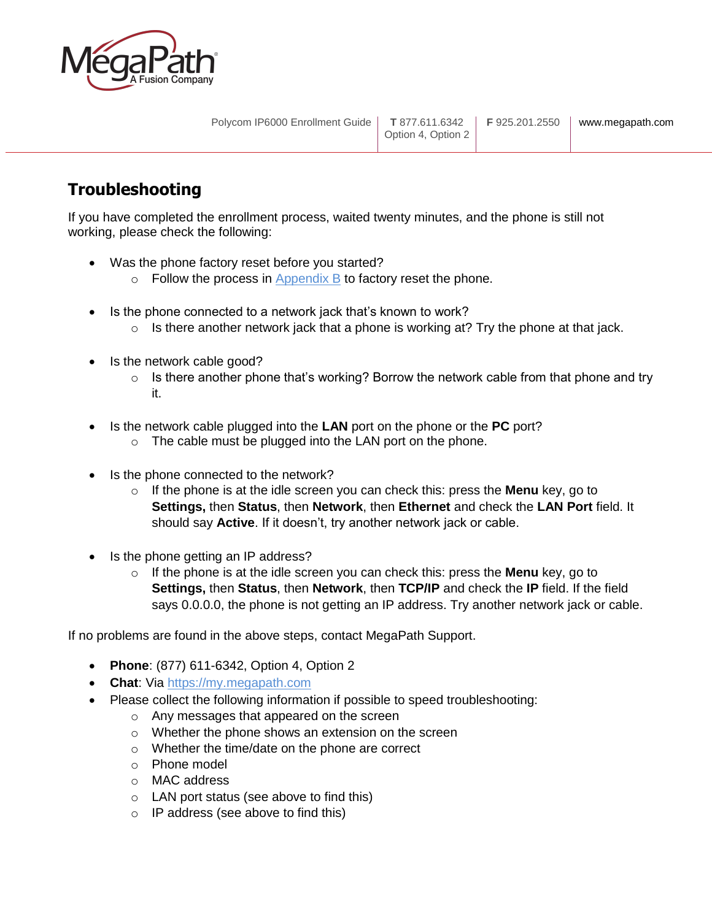## Troubleshooting

If you have completed the enrollment process, waited twenty minutes, and the phone is still not working, please check the following:

- Was the phone factory reset before you started?
  - Follow the process in [Appendix B](#) to factory reset the phone.

- Is the phone connected to a network jack that's known to work?
  - Is there another network jack that a phone is working at? Try the phone at that jack.

- Is the network cable good?
  - Is there another phone that's working? Borrow the network cable from that phone and try it.

- Is the network cable plugged into the **LAN** port on the phone or the **PC** port?
  - The cable must be plugged into the LAN port on the phone.

- Is the phone connected to the network?
  - If the phone is at the idle screen you can check this: press the **Menu** key, go to **Settings,** then **Status**, then **Network**, then **Ethernet** and check the **LAN Port** field. It should say **Active**. If it doesn't, try another network jack or cable.

- Is the phone getting an IP address?
  - If the phone is at the idle screen you can check this: press the **Menu** key, go to **Settings,** then **Status**, then **Network**, then **TCP/IP** and check the **IP** field. If the field says 0.0.0.0, the phone is not getting an IP address. Try another network jack or cable.

If no problems are found in the above steps, contact MegaPath Support.

- **Phone**: (877) 611-6342, Option 4, Option 2
- **Chat**: Via [https://my.megapath.com](https://my.megapath.com)
- Please collect the following information if possible to speed troubleshooting:
  - Any messages that appeared on the screen
  - Whether the phone shows an extension on the screen
  - Whether the time/date on the phone are correct
  - Phone model
  - MAC address
  - LAN port status (see above to find this)
  - IP address (see above to find this)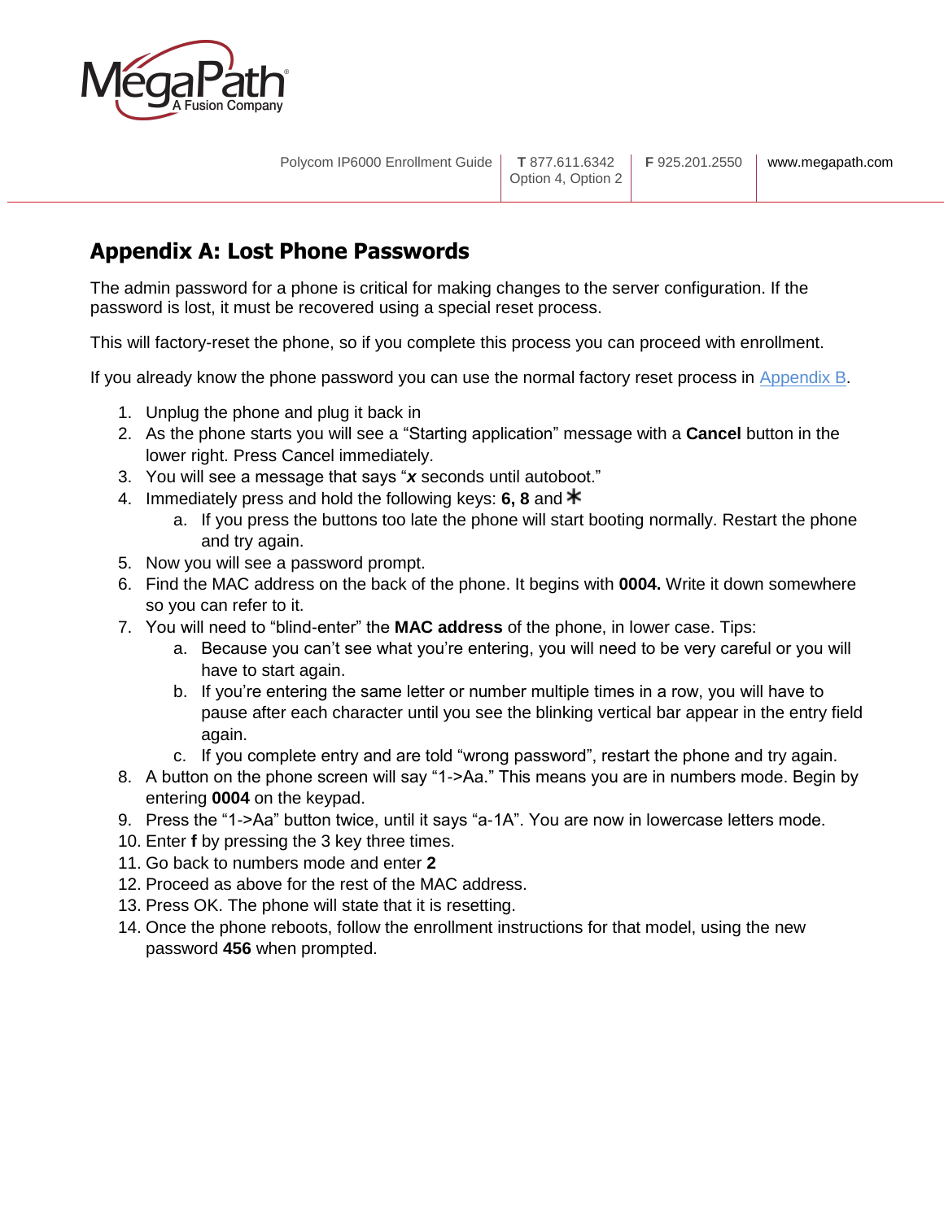## Appendix A: Lost Phone Passwords

The admin password for a phone is critical for making changes to the server configuration. If the password is lost, it must be recovered using a special reset process.

This will factory-reset the phone, so if you complete this process you can proceed with enrollment.

If you already know the phone password you can use the normal factory reset process in Appendix B.

1. Unplug the phone and plug it back in
2. As the phone starts you will see a "Starting application" message with a **Cancel** button in the lower right. Press Cancel immediately.
3. You will see a message that says "***x*** seconds until autoboot."
4. Immediately press and hold the following keys: **6, 8** and *
   a. If you press the buttons too late the phone will start booting normally. Restart the phone and try again.
5. Now you will see a password prompt.
6. Find the MAC address on the back of the phone. It begins with **0004.** Write it down somewhere so you can refer to it.
7. You will need to "blind-enter" the **MAC address** of the phone, in lower case. Tips:
   a. Because you can't see what you're entering, you will need to be very careful or you will have to start again.
   b. If you're entering the same letter or number multiple times in a row, you will have to pause after each character until you see the blinking vertical bar appear in the entry field again.
   c. If you complete entry and are told "wrong password", restart the phone and try again.
8. A button on the phone screen will say "1->Aa." This means you are in numbers mode. Begin by entering **0004** on the keypad.
9. Press the "1->Aa" button twice, until it says "a-1A". You are now in lowercase letters mode.
10. Enter **f** by pressing the 3 key three times.
11. Go back to numbers mode and enter **2**
12. Proceed as above for the rest of the MAC address.
13. Press OK. The phone will state that it is resetting.
14. Once the phone reboots, follow the enrollment instructions for that model, using the new password **456** when prompted.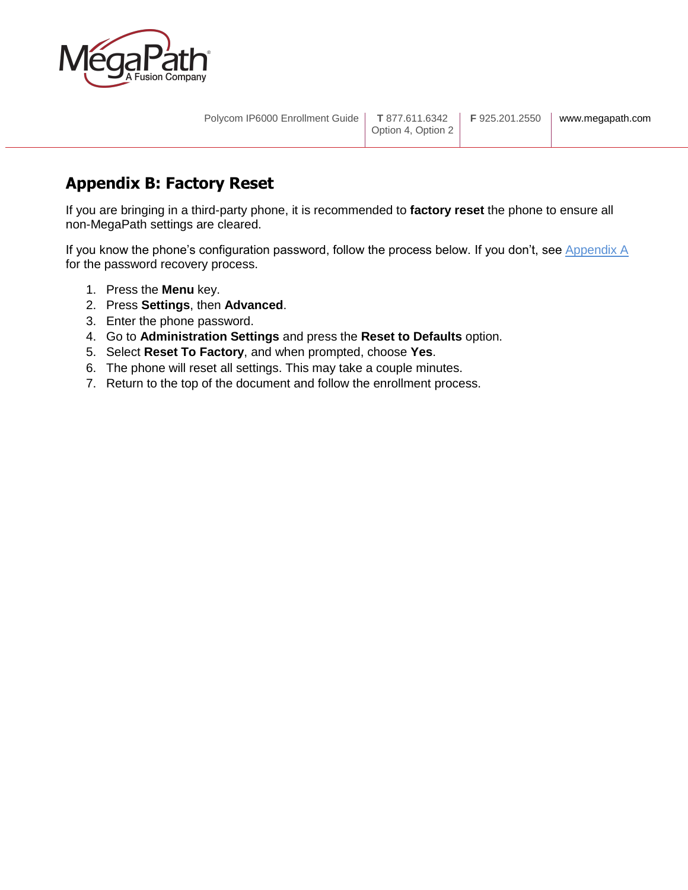## Appendix B: Factory Reset

If you are bringing in a third-party phone, it is recommended to **factory reset** the phone to ensure all non-MegaPath settings are cleared.

If you know the phone's configuration password, follow the process below. If you don't, see Appendix A for the password recovery process.

1. Press the **Menu** key.
2. Press **Settings**, then **Advanced**.
3. Enter the phone password.
4. Go to **Administration Settings** and press the **Reset to Defaults** option.
5. Select **Reset To Factory**, and when prompted, choose **Yes**.
6. The phone will reset all settings. This may take a couple minutes.
7. Return to the top of the document and follow the enrollment process.